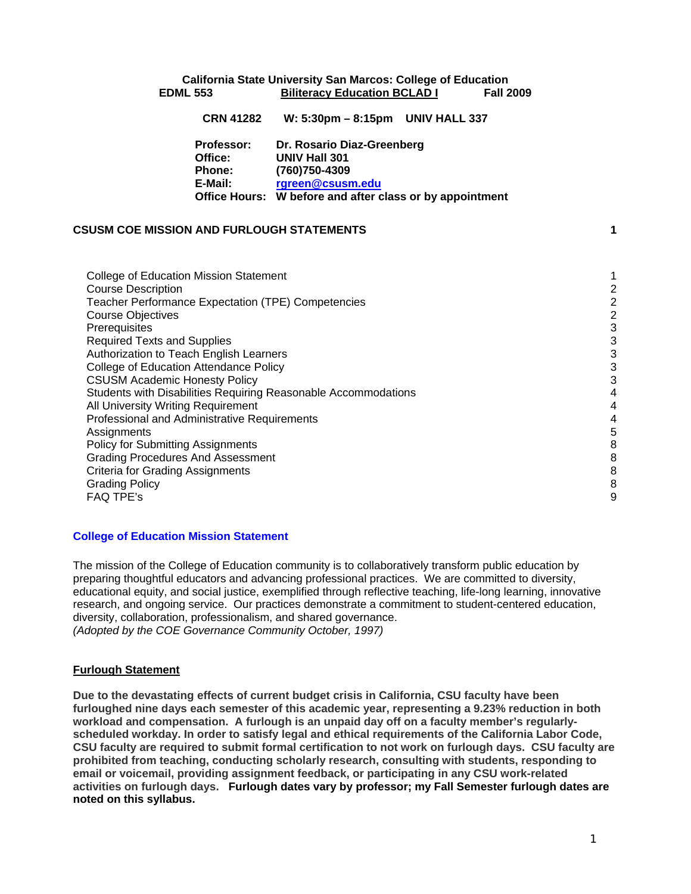**California State University San Marcos: College of Education**

**EDML 553 — Biliteracy Education BCLAD I — Fall 2009**

**CRN 41282 W: 5:30pm – 8:15pm UNIV HALL 337**

**Professor:** Dr. Rosario Diaz-Greenberg
**Office:** UNIV Hall 301
**Phone:** (760)750-4309
**E-Mail:** rgreen@csusm.edu
**Office Hours:** W before and after class or by appointment

**CSUSM COE MISSION AND FURLOUGH STATEMENTS** 1

| | |
|---|---|
| College of Education Mission Statement | 1 |
| Course Description | 2 |
| Teacher Performance Expectation (TPE) Competencies | 2 |
| Course Objectives | 2 |
| Prerequisites | 3 |
| Required Texts and Supplies | 3 |
| Authorization to Teach English Learners | 3 |
| College of Education Attendance Policy | 3 |
| CSUSM Academic Honesty Policy | 3 |
| Students with Disabilities Requiring Reasonable Accommodations | 4 |
| All University Writing Requirement | 4 |
| Professional and Administrative Requirements | 4 |
| Assignments | 5 |
| Policy for Submitting Assignments | 8 |
| Grading Procedures And Assessment | 8 |
| Criteria for Grading Assignments | 8 |
| Grading Policy | 8 |
| FAQ TPE's | 9 |

## College of Education Mission Statement

The mission of the College of Education community is to collaboratively transform public education by preparing thoughtful educators and advancing professional practices. We are committed to diversity, educational equity, and social justice, exemplified through reflective teaching, life-long learning, innovative research, and ongoing service. Our practices demonstrate a commitment to student-centered education, diversity, collaboration, professionalism, and shared governance.
*(Adopted by the COE Governance Community October, 1997)*

## Furlough Statement

**Due to the devastating effects of current budget crisis in California, CSU faculty have been furloughed nine days each semester of this academic year, representing a 9.23% reduction in both workload and compensation. A furlough is an unpaid day off on a faculty member's regularly-scheduled workday. In order to satisfy legal and ethical requirements of the California Labor Code, CSU faculty are required to submit formal certification to not work on furlough days. CSU faculty are prohibited from teaching, conducting scholarly research, consulting with students, responding to email or voicemail, providing assignment feedback, or participating in any CSU work-related activities on furlough days. Furlough dates vary by professor; my Fall Semester furlough dates are noted on this syllabus.**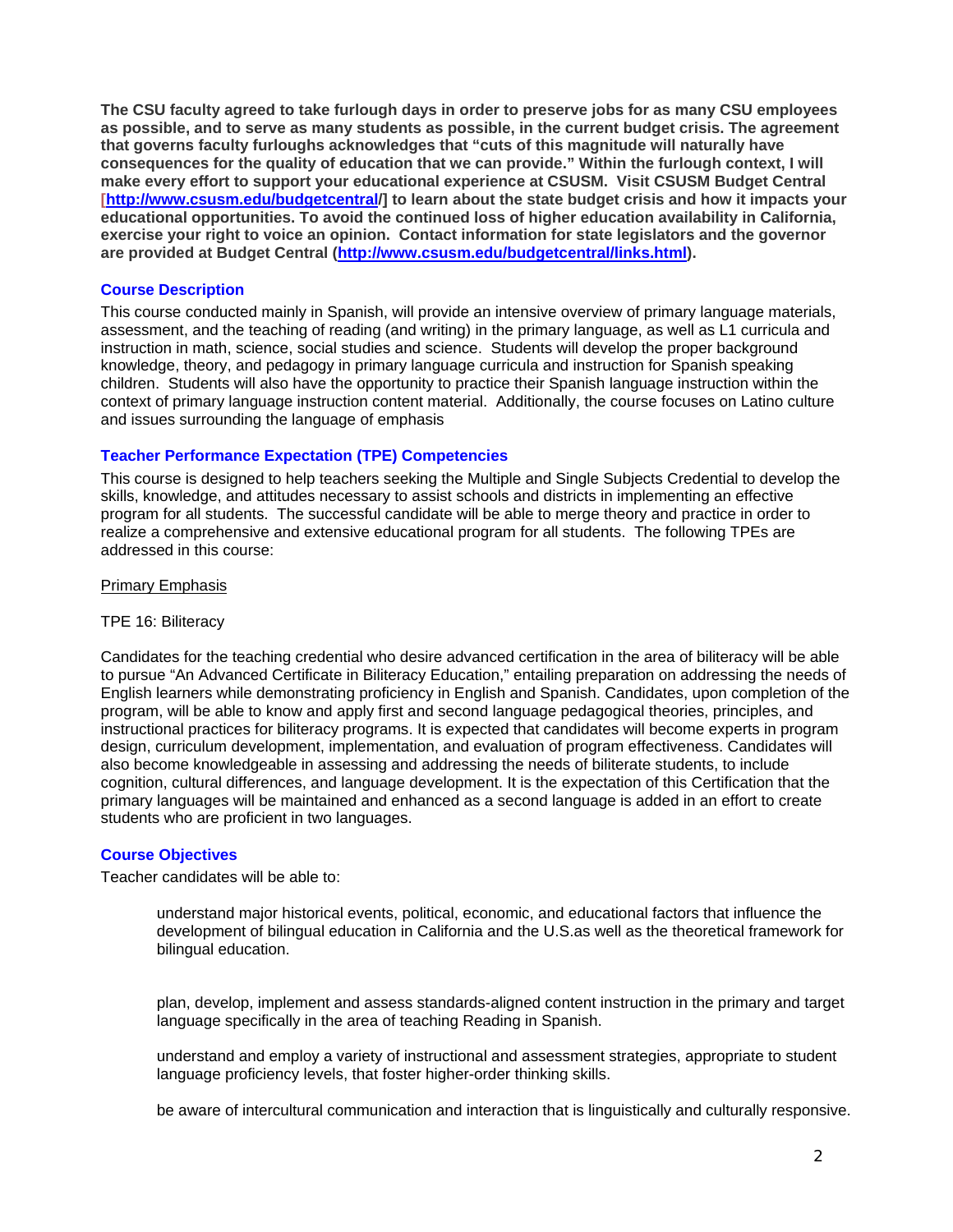**The CSU faculty agreed to take furlough days in order to preserve jobs for as many CSU employees as possible, and to serve as many students as possible, in the current budget crisis. The agreement that governs faculty furloughs acknowledges that "cuts of this magnitude will naturally have consequences for the quality of education that we can provide." Within the furlough context, I will make every effort to support your educational experience at CSUSM. Visit CSUSM Budget Central [http://www.csusm.edu/budgetcentral/] to learn about the state budget crisis and how it impacts your educational opportunities. To avoid the continued loss of higher education availability in California, exercise your right to voice an opinion. Contact information for state legislators and the governor are provided at Budget Central (http://www.csusm.edu/budgetcentral/links.html).**

## Course Description

This course conducted mainly in Spanish, will provide an intensive overview of primary language materials, assessment, and the teaching of reading (and writing) in the primary language, as well as L1 curricula and instruction in math, science, social studies and science. Students will develop the proper background knowledge, theory, and pedagogy in primary language curricula and instruction for Spanish speaking children. Students will also have the opportunity to practice their Spanish language instruction within the context of primary language instruction content material. Additionally, the course focuses on Latino culture and issues surrounding the language of emphasis

## Teacher Performance Expectation (TPE) Competencies

This course is designed to help teachers seeking the Multiple and Single Subjects Credential to develop the skills, knowledge, and attitudes necessary to assist schools and districts in implementing an effective program for all students. The successful candidate will be able to merge theory and practice in order to realize a comprehensive and extensive educational program for all students. The following TPEs are addressed in this course:

Primary Emphasis

TPE 16: Biliteracy

Candidates for the teaching credential who desire advanced certification in the area of biliteracy will be able to pursue "An Advanced Certificate in Biliteracy Education," entailing preparation on addressing the needs of English learners while demonstrating proficiency in English and Spanish. Candidates, upon completion of the program, will be able to know and apply first and second language pedagogical theories, principles, and instructional practices for biliteracy programs. It is expected that candidates will become experts in program design, curriculum development, implementation, and evaluation of program effectiveness. Candidates will also become knowledgeable in assessing and addressing the needs of biliterate students, to include cognition, cultural differences, and language development. It is the expectation of this Certification that the primary languages will be maintained and enhanced as a second language is added in an effort to create students who are proficient in two languages.

## Course Objectives

Teacher candidates will be able to:

- understand major historical events, political, economic, and educational factors that influence the development of bilingual education in California and the U.S.as well as the theoretical framework for bilingual education.
- plan, develop, implement and assess standards-aligned content instruction in the primary and target language specifically in the area of teaching Reading in Spanish.
- understand and employ a variety of instructional and assessment strategies, appropriate to student language proficiency levels, that foster higher-order thinking skills.
- be aware of intercultural communication and interaction that is linguistically and culturally responsive.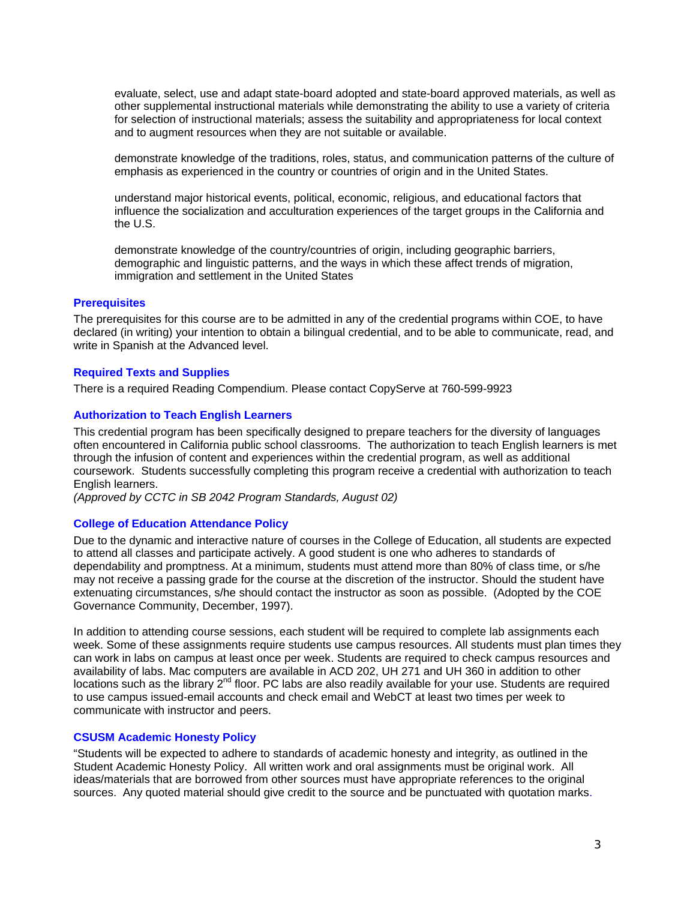evaluate, select, use and adapt state-board adopted and state-board approved materials, as well as other supplemental instructional materials while demonstrating the ability to use a variety of criteria for selection of instructional materials; assess the suitability and appropriateness for local context and to augment resources when they are not suitable or available.

demonstrate knowledge of the traditions, roles, status, and communication patterns of the culture of emphasis as experienced in the country or countries of origin and in the United States.

understand major historical events, political, economic, religious, and educational factors that influence the socialization and acculturation experiences of the target groups in the California and the U.S.

demonstrate knowledge of the country/countries of origin, including geographic barriers, demographic and linguistic patterns, and the ways in which these affect trends of migration, immigration and settlement in the United States

### Prerequisites

The prerequisites for this course are to be admitted in any of the credential programs within COE, to have declared (in writing) your intention to obtain a bilingual credential, and to be able to communicate, read, and write in Spanish at the Advanced level.

### Required Texts and Supplies

There is a required Reading Compendium. Please contact CopyServe at 760-599-9923

### Authorization to Teach English Learners

This credential program has been specifically designed to prepare teachers for the diversity of languages often encountered in California public school classrooms. The authorization to teach English learners is met through the infusion of content and experiences within the credential program, as well as additional coursework. Students successfully completing this program receive a credential with authorization to teach English learners.
*(Approved by CCTC in SB 2042 Program Standards, August 02)*

### College of Education Attendance Policy

Due to the dynamic and interactive nature of courses in the College of Education, all students are expected to attend all classes and participate actively. A good student is one who adheres to standards of dependability and promptness. At a minimum, students must attend more than 80% of class time, or s/he may not receive a passing grade for the course at the discretion of the instructor. Should the student have extenuating circumstances, s/he should contact the instructor as soon as possible. (Adopted by the COE Governance Community, December, 1997).

In addition to attending course sessions, each student will be required to complete lab assignments each week. Some of these assignments require students use campus resources. All students must plan times they can work in labs on campus at least once per week. Students are required to check campus resources and availability of labs. Mac computers are available in ACD 202, UH 271 and UH 360 in addition to other locations such as the library 2nd floor. PC labs are also readily available for your use. Students are required to use campus issued-email accounts and check email and WebCT at least two times per week to communicate with instructor and peers.

### CSUSM Academic Honesty Policy

"Students will be expected to adhere to standards of academic honesty and integrity, as outlined in the Student Academic Honesty Policy. All written work and oral assignments must be original work. All ideas/materials that are borrowed from other sources must have appropriate references to the original sources. Any quoted material should give credit to the source and be punctuated with quotation marks.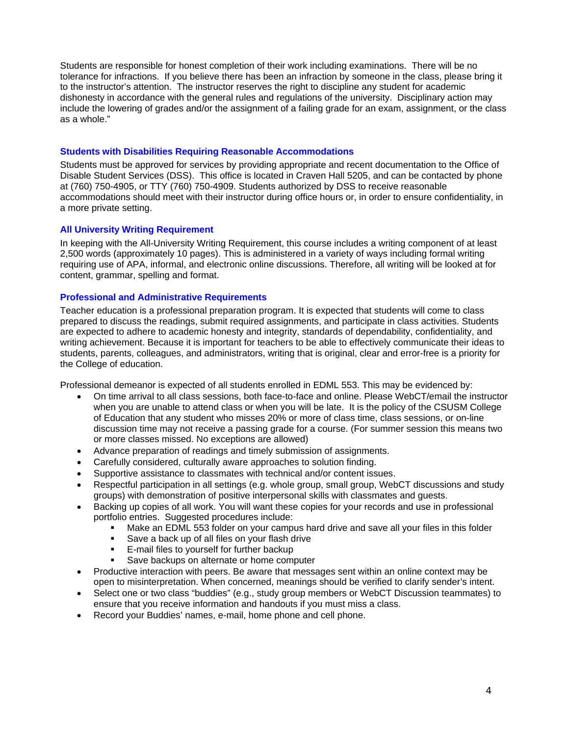Students are responsible for honest completion of their work including examinations. There will be no tolerance for infractions. If you believe there has been an infraction by someone in the class, please bring it to the instructor's attention. The instructor reserves the right to discipline any student for academic dishonesty in accordance with the general rules and regulations of the university. Disciplinary action may include the lowering of grades and/or the assignment of a failing grade for an exam, assignment, or the class as a whole."

### Students with Disabilities Requiring Reasonable Accommodations

Students must be approved for services by providing appropriate and recent documentation to the Office of Disable Student Services (DSS). This office is located in Craven Hall 5205, and can be contacted by phone at (760) 750-4905, or TTY (760) 750-4909. Students authorized by DSS to receive reasonable accommodations should meet with their instructor during office hours or, in order to ensure confidentiality, in a more private setting.

### All University Writing Requirement

In keeping with the All-University Writing Requirement, this course includes a writing component of at least 2,500 words (approximately 10 pages). This is administered in a variety of ways including formal writing requiring use of APA, informal, and electronic online discussions. Therefore, all writing will be looked at for content, grammar, spelling and format.

### Professional and Administrative Requirements

Teacher education is a professional preparation program. It is expected that students will come to class prepared to discuss the readings, submit required assignments, and participate in class activities. Students are expected to adhere to academic honesty and integrity, standards of dependability, confidentiality, and writing achievement. Because it is important for teachers to be able to effectively communicate their ideas to students, parents, colleagues, and administrators, writing that is original, clear and error-free is a priority for the College of education.

Professional demeanor is expected of all students enrolled in EDML 553. This may be evidenced by:

- On time arrival to all class sessions, both face-to-face and online. Please WebCT/email the instructor when you are unable to attend class or when you will be late. It is the policy of the CSUSM College of Education that any student who misses 20% or more of class time, class sessions, or on-line discussion time may not receive a passing grade for a course. (For summer session this means two or more classes missed. No exceptions are allowed)
- Advance preparation of readings and timely submission of assignments.
- Carefully considered, culturally aware approaches to solution finding.
- Supportive assistance to classmates with technical and/or content issues.
- Respectful participation in all settings (e.g. whole group, small group, WebCT discussions and study groups) with demonstration of positive interpersonal skills with classmates and guests.
- Backing up copies of all work. You will want these copies for your records and use in professional portfolio entries. Suggested procedures include:
    - Make an EDML 553 folder on your campus hard drive and save all your files in this folder
    - Save a back up of all files on your flash drive
    - E-mail files to yourself for further backup
    - Save backups on alternate or home computer
- Productive interaction with peers. Be aware that messages sent within an online context may be open to misinterpretation. When concerned, meanings should be verified to clarify sender's intent.
- Select one or two class "buddies" (e.g., study group members or WebCT Discussion teammates) to ensure that you receive information and handouts if you must miss a class.
- Record your Buddies' names, e-mail, home phone and cell phone.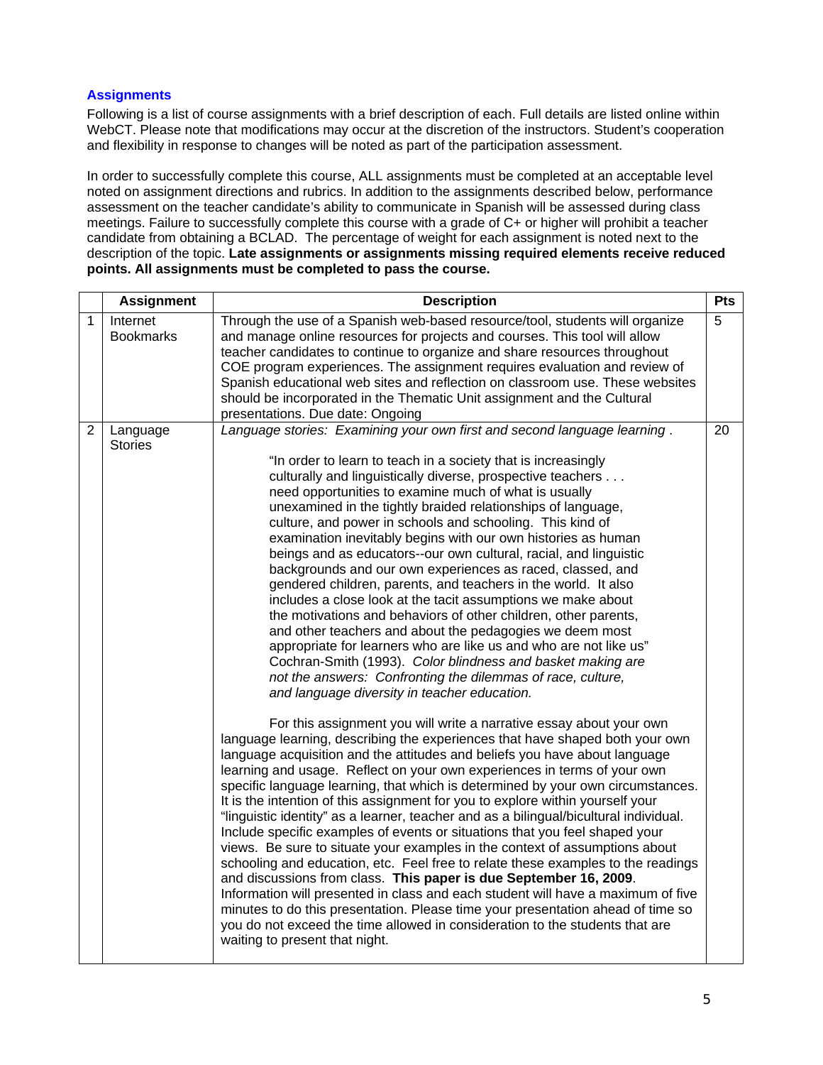## Assignments

Following is a list of course assignments with a brief description of each. Full details are listed online within WebCT. Please note that modifications may occur at the discretion of the instructors. Student's cooperation and flexibility in response to changes will be noted as part of the participation assessment.

In order to successfully complete this course, ALL assignments must be completed at an acceptable level noted on assignment directions and rubrics. In addition to the assignments described below, performance assessment on the teacher candidate's ability to communicate in Spanish will be assessed during class meetings. Failure to successfully complete this course with a grade of C+ or higher will prohibit a teacher candidate from obtaining a BCLAD. The percentage of weight for each assignment is noted next to the description of the topic. **Late assignments or assignments missing required elements receive reduced points. All assignments must be completed to pass the course.**

| | Assignment | Description | Pts |
|---|---|---|---|
| 1 | Internet Bookmarks | Through the use of a Spanish web-based resource/tool, students will organize and manage online resources for projects and courses. This tool will allow teacher candidates to continue to organize and share resources throughout COE program experiences. The assignment requires evaluation and review of Spanish educational web sites and reflection on classroom use. These websites should be incorporated in the Thematic Unit assignment and the Cultural presentations. Due date: Ongoing | 5 |
| 2 | Language Stories | *Language stories: Examining your own first and second language learning* .<br><br>"In order to learn to teach in a society that is increasingly culturally and linguistically diverse, prospective teachers . . . need opportunities to examine much of what is usually unexamined in the tightly braided relationships of language, culture, and power in schools and schooling. This kind of examination inevitably begins with our own histories as human beings and as educators--our own cultural, racial, and linguistic backgrounds and our own experiences as raced, classed, and gendered children, parents, and teachers in the world. It also includes a close look at the tacit assumptions we make about the motivations and behaviors of other children, other parents, and other teachers and about the pedagogies we deem most appropriate for learners who are like us and who are not like us" Cochran-Smith (1993). *Color blindness and basket making are not the answers: Confronting the dilemmas of race, culture, and language diversity in teacher education.*<br><br>For this assignment you will write a narrative essay about your own language learning, describing the experiences that have shaped both your own language acquisition and the attitudes and beliefs you have about language learning and usage. Reflect on your own experiences in terms of your own specific language learning, that which is determined by your own circumstances. It is the intention of this assignment for you to explore within yourself your "linguistic identity" as a learner, teacher and as a bilingual/bicultural individual. Include specific examples of events or situations that you feel shaped your views. Be sure to situate your examples in the context of assumptions about schooling and education, etc. Feel free to relate these examples to the readings and discussions from class. **This paper is due September 16, 2009**. Information will presented in class and each student will have a maximum of five minutes to do this presentation. Please time your presentation ahead of time so you do not exceed the time allowed in consideration to the students that are waiting to present that night. | 20 |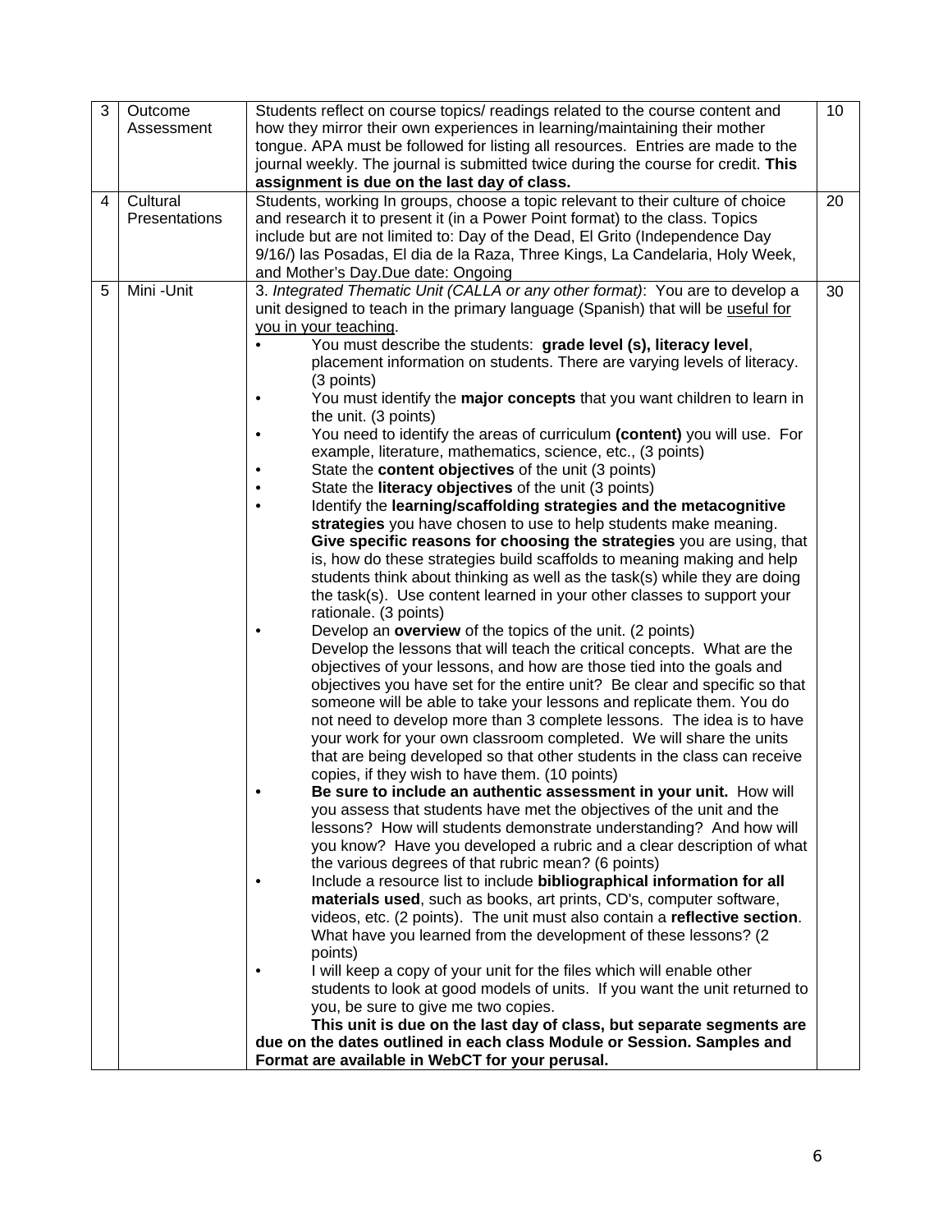| 3 | Outcome Assessment | Students reflect on course topics/ readings related to the course content and how they mirror their own experiences in learning/maintaining their mother tongue. APA must be followed for listing all resources. Entries are made to the journal weekly. The journal is submitted twice during the course for credit. **This assignment is due on the last day of class.** | 10 |
|---|---|---|---|
| 4 | Cultural Presentations | Students, working In groups, choose a topic relevant to their culture of choice and research it to present it (in a Power Point format) to the class. Topics include but are not limited to: Day of the Dead, El Grito (Independence Day 9/16/) las Posadas, El dia de la Raza, Three Kings, La Candelaria, Holy Week, and Mother's Day.Due date: Ongoing | 20 |
| 5 | Mini -Unit | 3. *Integrated Thematic Unit (CALLA or any other format)*: You are to develop a unit designed to teach in the primary language (Spanish) that will be <u>useful for you in your teaching</u>.<br>• You must describe the students: **grade level (s), literacy level**, placement information on students. There are varying levels of literacy. (3 points)<br>• You must identify the **major concepts** that you want children to learn in the unit. (3 points)<br>• You need to identify the areas of curriculum **(content)** you will use. For example, literature, mathematics, science, etc., (3 points)<br>• State the **content objectives** of the unit (3 points)<br>• State the **literacy objectives** of the unit (3 points)<br>• Identify the **learning/scaffolding strategies and the metacognitive strategies** you have chosen to use to help students make meaning. **Give specific reasons for choosing the strategies** you are using, that is, how do these strategies build scaffolds to meaning making and help students think about thinking as well as the task(s) while they are doing the task(s). Use content learned in your other classes to support your rationale. (3 points)<br>• Develop an **overview** of the topics of the unit. (2 points) Develop the lessons that will teach the critical concepts. What are the objectives of your lessons, and how are those tied into the goals and objectives you have set for the entire unit? Be clear and specific so that someone will be able to take your lessons and replicate them. You do not need to develop more than 3 complete lessons. The idea is to have your work for your own classroom completed. We will share the units that are being developed so that other students in the class can receive copies, if they wish to have them. (10 points)<br>• **Be sure to include an authentic assessment in your unit.** How will you assess that students have met the objectives of the unit and the lessons? How will students demonstrate understanding? And how will you know? Have you developed a rubric and a clear description of what the various degrees of that rubric mean? (6 points)<br>• Include a resource list to include **bibliographical information for all materials used**, such as books, art prints, CD's, computer software, videos, etc. (2 points). The unit must also contain a **reflective section**. What have you learned from the development of these lessons? (2 points)<br>• I will keep a copy of your unit for the files which will enable other students to look at good models of units. If you want the unit returned to you, be sure to give me two copies.<br>**This unit is due on the last day of class, but separate segments are due on the dates outlined in each class Module or Session. Samples and Format are available in WebCT for your perusal.** | 30 |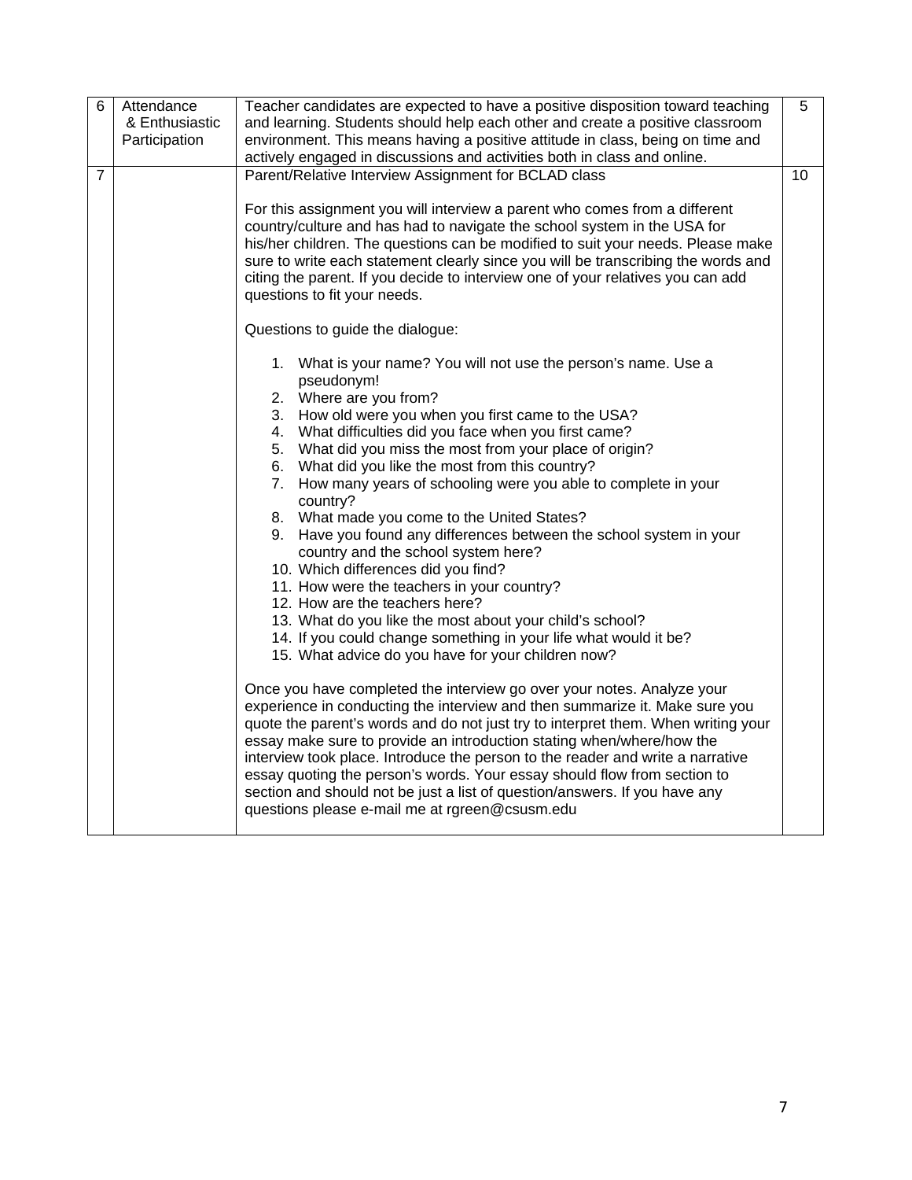| | | | |
|---|---|---|---|
| 6 | Attendance & Enthusiastic Participation | Teacher candidates are expected to have a positive disposition toward teaching and learning. Students should help each other and create a positive classroom environment. This means having a positive attitude in class, being on time and actively engaged in discussions and activities both in class and online. | 5 |
| 7 | | Parent/Relative Interview Assignment for BCLAD class<br><br>For this assignment you will interview a parent who comes from a different country/culture and has had to navigate the school system in the USA for his/her children. The questions can be modified to suit your needs. Please make sure to write each statement clearly since you will be transcribing the words and citing the parent. If you decide to interview one of your relatives you can add questions to fit your needs.<br><br>Questions to guide the dialogue:<br><br>1. What is your name? You will not use the person's name. Use a pseudonym!<br>2. Where are you from?<br>3. How old were you when you first came to the USA?<br>4. What difficulties did you face when you first came?<br>5. What did you miss the most from your place of origin?<br>6. What did you like the most from this country?<br>7. How many years of schooling were you able to complete in your country?<br>8. What made you come to the United States?<br>9. Have you found any differences between the school system in your country and the school system here?<br>10. Which differences did you find?<br>11. How were the teachers in your country?<br>12. How are the teachers here?<br>13. What do you like the most about your child's school?<br>14. If you could change something in your life what would it be?<br>15. What advice do you have for your children now?<br><br>Once you have completed the interview go over your notes. Analyze your experience in conducting the interview and then summarize it. Make sure you quote the parent's words and do not just try to interpret them. When writing your essay make sure to provide an introduction stating when/where/how the interview took place. Introduce the person to the reader and write a narrative essay quoting the person's words. Your essay should flow from section to section and should not be just a list of question/answers. If you have any questions please e-mail me at rgreen@csusm.edu | 10 |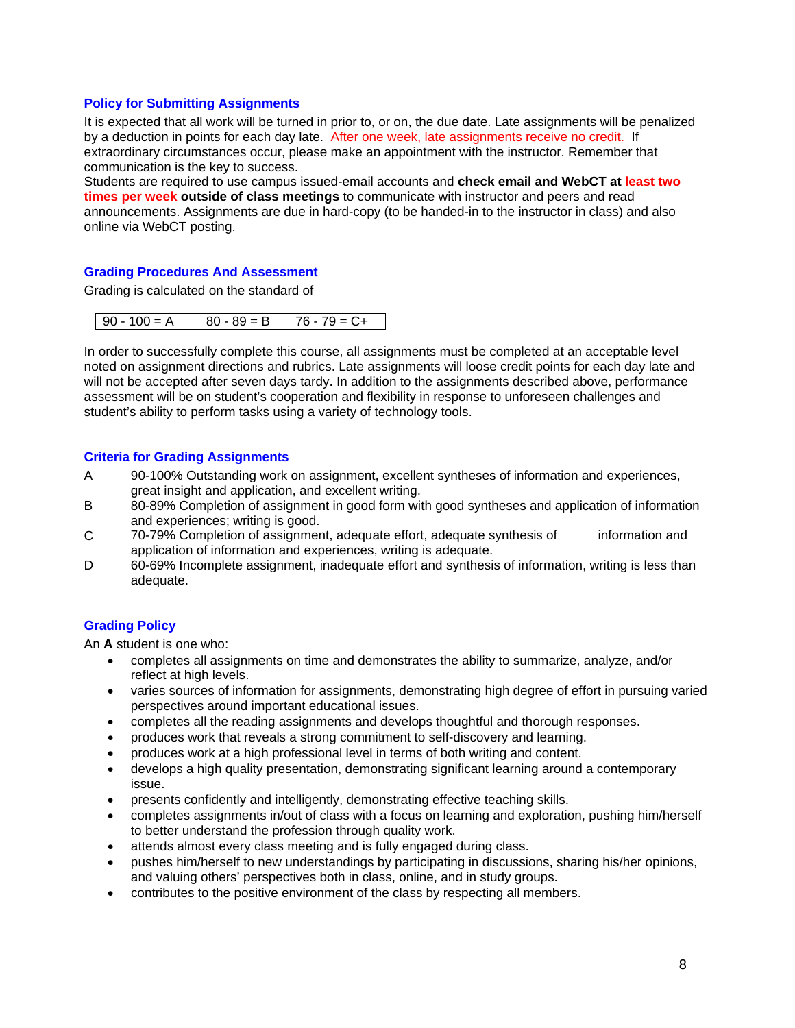### Policy for Submitting Assignments

It is expected that all work will be turned in prior to, or on, the due date. Late assignments will be penalized by a deduction in points for each day late. After one week, late assignments receive no credit. If extraordinary circumstances occur, please make an appointment with the instructor. Remember that communication is the key to success.
Students are required to use campus issued-email accounts and **check email and WebCT at least two times per week outside of class meetings** to communicate with instructor and peers and read announcements. Assignments are due in hard-copy (to be handed-in to the instructor in class) and also online via WebCT posting.

### Grading Procedures And Assessment

Grading is calculated on the standard of

| 90 - 100 = A | 80 - 89 = B | 76 - 79 = C+ |
|---|---|---|

In order to successfully complete this course, all assignments must be completed at an acceptable level noted on assignment directions and rubrics. Late assignments will loose credit points for each day late and will not be accepted after seven days tardy. In addition to the assignments described above, performance assessment will be on student's cooperation and flexibility in response to unforeseen challenges and student's ability to perform tasks using a variety of technology tools.

### Criteria for Grading Assignments

- A 90-100% Outstanding work on assignment, excellent syntheses of information and experiences, great insight and application, and excellent writing.
- B 80-89% Completion of assignment in good form with good syntheses and application of information and experiences; writing is good.
- C 70-79% Completion of assignment, adequate effort, adequate synthesis of information and application of information and experiences, writing is adequate.
- D 60-69% Incomplete assignment, inadequate effort and synthesis of information, writing is less than adequate.

### Grading Policy

An **A** student is one who:

- completes all assignments on time and demonstrates the ability to summarize, analyze, and/or reflect at high levels.
- varies sources of information for assignments, demonstrating high degree of effort in pursuing varied perspectives around important educational issues.
- completes all the reading assignments and develops thoughtful and thorough responses.
- produces work that reveals a strong commitment to self-discovery and learning.
- produces work at a high professional level in terms of both writing and content.
- develops a high quality presentation, demonstrating significant learning around a contemporary issue.
- presents confidently and intelligently, demonstrating effective teaching skills.
- completes assignments in/out of class with a focus on learning and exploration, pushing him/herself to better understand the profession through quality work.
- attends almost every class meeting and is fully engaged during class.
- pushes him/herself to new understandings by participating in discussions, sharing his/her opinions, and valuing others' perspectives both in class, online, and in study groups.
- contributes to the positive environment of the class by respecting all members.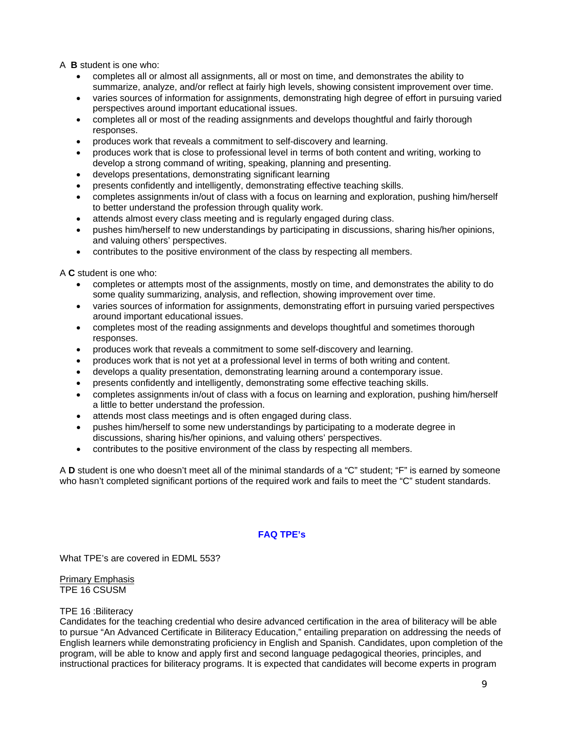A **B** student is one who:

- completes all or almost all assignments, all or most on time, and demonstrates the ability to summarize, analyze, and/or reflect at fairly high levels, showing consistent improvement over time.
- varies sources of information for assignments, demonstrating high degree of effort in pursuing varied perspectives around important educational issues.
- completes all or most of the reading assignments and develops thoughtful and fairly thorough responses.
- produces work that reveals a commitment to self-discovery and learning.
- produces work that is close to professional level in terms of both content and writing, working to develop a strong command of writing, speaking, planning and presenting.
- develops presentations, demonstrating significant learning
- presents confidently and intelligently, demonstrating effective teaching skills.
- completes assignments in/out of class with a focus on learning and exploration, pushing him/herself to better understand the profession through quality work.
- attends almost every class meeting and is regularly engaged during class.
- pushes him/herself to new understandings by participating in discussions, sharing his/her opinions, and valuing others' perspectives.
- contributes to the positive environment of the class by respecting all members.

A **C** student is one who:

- completes or attempts most of the assignments, mostly on time, and demonstrates the ability to do some quality summarizing, analysis, and reflection, showing improvement over time.
- varies sources of information for assignments, demonstrating effort in pursuing varied perspectives around important educational issues.
- completes most of the reading assignments and develops thoughtful and sometimes thorough responses.
- produces work that reveals a commitment to some self-discovery and learning.
- produces work that is not yet at a professional level in terms of both writing and content.
- develops a quality presentation, demonstrating learning around a contemporary issue.
- presents confidently and intelligently, demonstrating some effective teaching skills.
- completes assignments in/out of class with a focus on learning and exploration, pushing him/herself a little to better understand the profession.
- attends most class meetings and is often engaged during class.
- pushes him/herself to some new understandings by participating to a moderate degree in discussions, sharing his/her opinions, and valuing others' perspectives.
- contributes to the positive environment of the class by respecting all members.

A **D** student is one who doesn't meet all of the minimal standards of a "C" student; "F" is earned by someone who hasn't completed significant portions of the required work and fails to meet the "C" student standards.

## FAQ TPE's

What TPE's are covered in EDML 553?

Primary Emphasis
TPE 16 CSUSM

TPE 16 :Biliteracy
Candidates for the teaching credential who desire advanced certification in the area of biliteracy will be able to pursue "An Advanced Certificate in Biliteracy Education," entailing preparation on addressing the needs of English learners while demonstrating proficiency in English and Spanish. Candidates, upon completion of the program, will be able to know and apply first and second language pedagogical theories, principles, and instructional practices for biliteracy programs. It is expected that candidates will become experts in program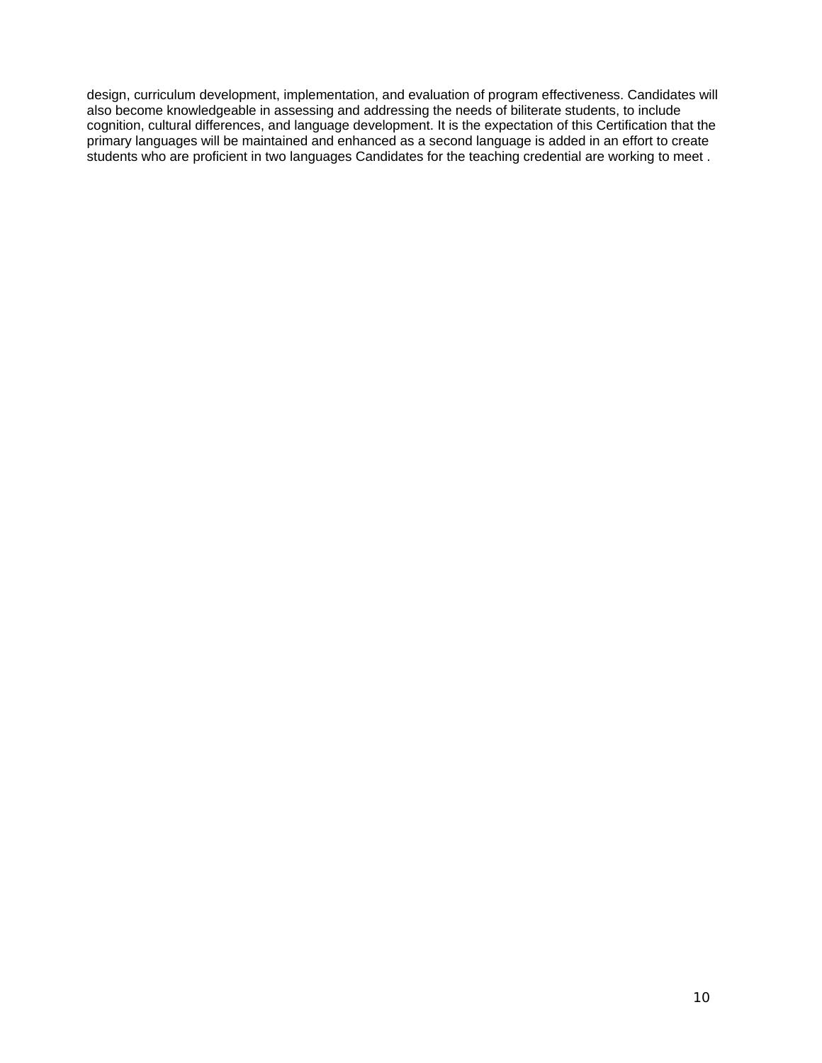design, curriculum development, implementation, and evaluation of program effectiveness. Candidates will also become knowledgeable in assessing and addressing the needs of biliterate students, to include cognition, cultural differences, and language development. It is the expectation of this Certification that the primary languages will be maintained and enhanced as a second language is added in an effort to create students who are proficient in two languages Candidates for the teaching credential are working to meet .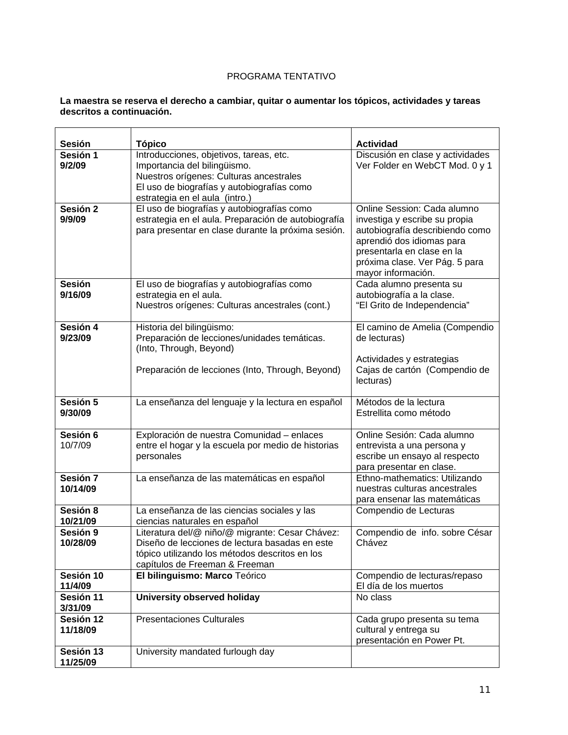PROGRAMA TENTATIVO

**La maestra se reserva el derecho a cambiar, quitar o aumentar los tópicos, actividades y tareas descritos a continuación.**

| Sesión | Tópico | Actividad |
|---|---|---|
| **Sesión 1 9/2/09** | Introducciones, objetivos, tareas, etc. Importancia del bilingüismo. Nuestros orígenes: Culturas ancestrales El uso de biografías y autobiografías como estrategia en el aula (intro.) | Discusión en clase y actividades Ver Folder en WebCT Mod. 0 y 1 |
| **Sesión 2 9/9/09** | El uso de biografías y autobiografías como estrategia en el aula. Preparación de autobiografía para presentar en clase durante la próxima sesión. | Online Session: Cada alumno investiga y escribe su propia autobiografía describiendo como aprendió dos idiomas para presentarla en clase en la próxima clase. Ver Pág. 5 para mayor información. |
| **Sesión 9/16/09** | El uso de biografías y autobiografías como estrategia en el aula. Nuestros orígenes: Culturas ancestrales (cont.) | Cada alumno presenta su autobiografía a la clase. "El Grito de Independencia" |
| **Sesión 4 9/23/09** | Historia del bilingüismo: Preparación de lecciones/unidades temáticas. (Into, Through, Beyond) <br><br> Preparación de lecciones (Into, Through, Beyond) | El camino de Amelia (Compendio de lecturas) <br><br> Actividades y estrategias Cajas de cartón (Compendio de lecturas) |
| **Sesión 5 9/30/09** | La enseñanza del lenguaje y la lectura en español | Métodos de la lectura Estrellita como método |
| **Sesión 6** 10/7/09 | Exploración de nuestra Comunidad – enlaces entre el hogar y la escuela por medio de historias personales | Online Sesión: Cada alumno entrevista a una persona y escribe un ensayo al respecto para presentar en clase. |
| **Sesión 7 10/14/09** | La enseñanza de las matemáticas en español | Ethno-mathematics: Utilizando nuestras culturas ancestrales para ensenar las matemáticas |
| **Sesión 8 10/21/09** | La enseñanza de las ciencias sociales y las ciencias naturales en español | Compendio de Lecturas |
| **Sesión 9 10/28/09** | Literatura del/@ niño/@ migrante: Cesar Chávez: Diseño de lecciones de lectura basadas en este tópico utilizando los métodos descritos en los capítulos de Freeman & Freeman | Compendio de info. sobre César Chávez |
| **Sesión 10 11/4/09** | **El bilinguismo: Marco** Teórico | Compendio de lecturas/repaso El día de los muertos |
| **Sesión 11 3/31/09** | **University observed holiday** | No class |
| **Sesión 12 11/18/09** | Presentaciones Culturales | Cada grupo presenta su tema cultural y entrega su presentación en Power Pt. |
| **Sesión 13 11/25/09** | University mandated furlough day | |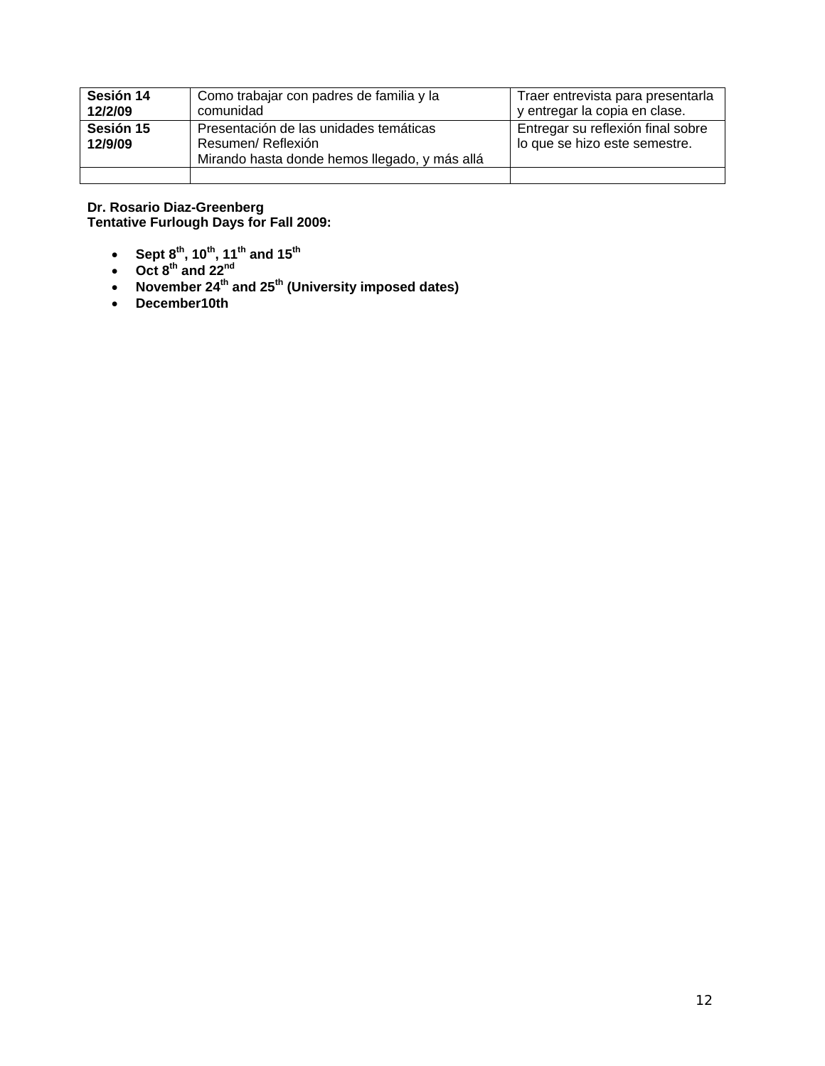| | | |
|---|---|---|
| **Sesión 14**<br>**12/2/09** | Como trabajar con padres de familia y la comunidad | Traer entrevista para presentarla y entregar la copia en clase. |
| **Sesión 15**<br>**12/9/09** | Presentación de las unidades temáticas<br>Resumen/ Reflexión<br>Mirando hasta donde hemos llegado, y más allá | Entregar su reflexión final sobre lo que se hizo este semestre. |
| | | |

**Dr. Rosario Diaz-Greenberg**
**Tentative Furlough Days for Fall 2009:**

- **Sept 8th, 10th, 11th and 15th**
- **Oct 8th and 22nd**
- **November 24th and 25th (University imposed dates)**
- **December10th**